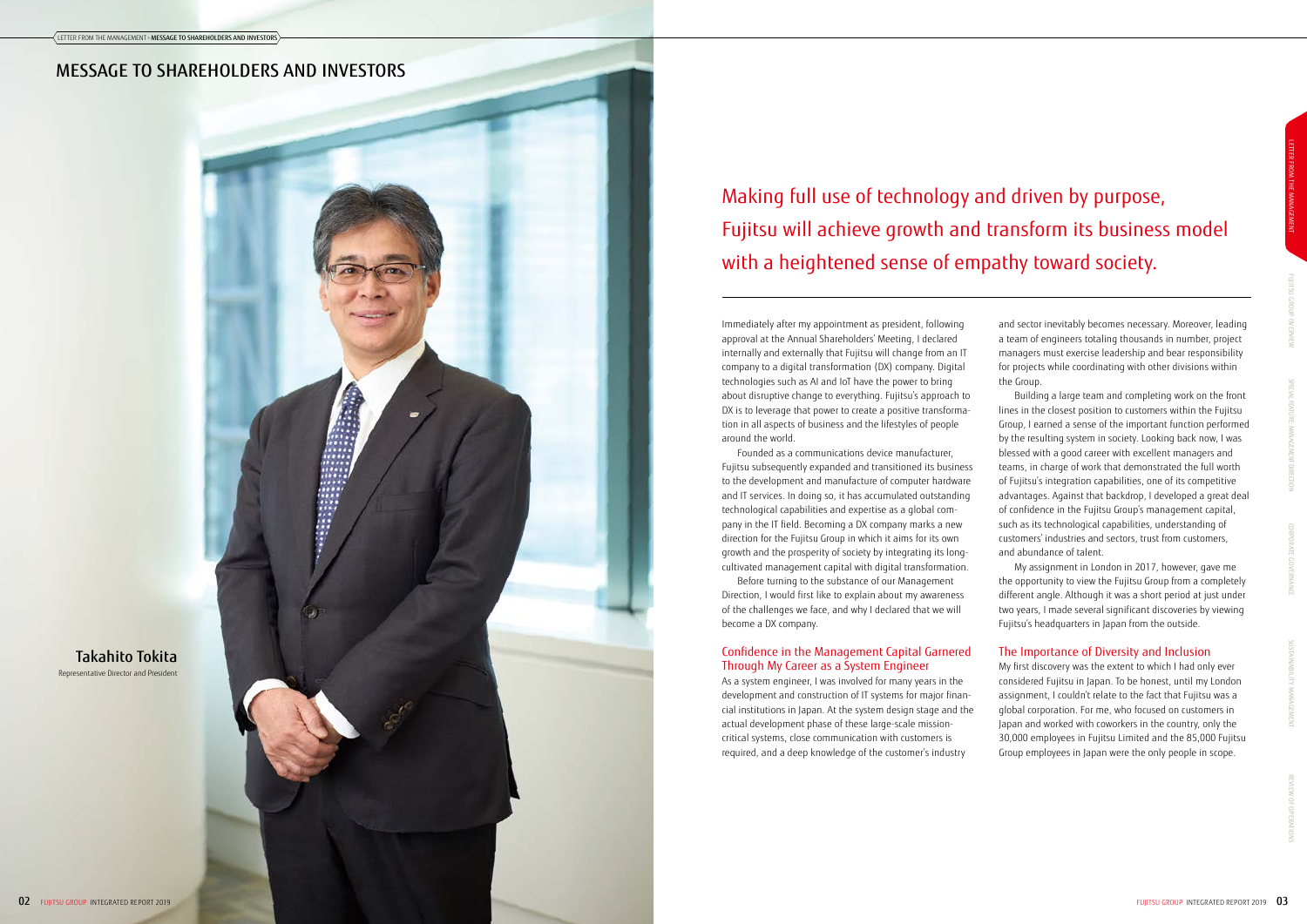# MESSAGE TO SHAREHOLDERS AND INVESTORS

**Takahito Tokita**
Representative Director and President

## Making full use of technology and driven by purpose, Fujitsu will achieve growth and transform its business model with a heightened sense of empathy toward society.

Immediately after my appointment as president, following approval at the Annual Shareholders' Meeting, I declared internally and externally that Fujitsu will change from an IT company to a digital transformation (DX) company. Digital technologies such as AI and IoT have the power to bring about disruptive change to everything. Fujitsu's approach to DX is to leverage that power to create a positive transformation in all aspects of business and the lifestyles of people around the world.

Founded as a communications device manufacturer, Fujitsu subsequently expanded and transitioned its business to the development and manufacture of computer hardware and IT services. In doing so, it has accumulated outstanding technological capabilities and expertise as a global company in the IT field. Becoming a DX company marks a new direction for the Fujitsu Group in which it aims for its own growth and the prosperity of society by integrating its long-cultivated management capital with digital transformation.

Before turning to the substance of our Management Direction, I would first like to explain about my awareness of the challenges we face, and why I declared that we will become a DX company.

### Confidence in the Management Capital Garnered Through My Career as a System Engineer

As a system engineer, I was involved for many years in the development and construction of IT systems for major financial institutions in Japan. At the system design stage and the actual development phase of these large-scale mission-critical systems, close communication with customers is required, and a deep knowledge of the customer's industry and sector inevitably becomes necessary. Moreover, leading a team of engineers totaling thousands in number, project managers must exercise leadership and bear responsibility for projects while coordinating with other divisions within the Group.

Building a large team and completing work on the front lines in the closest position to customers within the Fujitsu Group, I earned a sense of the important function performed by the resulting system in society. Looking back now, I was blessed with a good career with excellent managers and teams, in charge of work that demonstrated the full worth of Fujitsu's integration capabilities, one of its competitive advantages. Against that backdrop, I developed a great deal of confidence in the Fujitsu Group's management capital, such as its technological capabilities, understanding of customers' industries and sectors, trust from customers, and abundance of talent.

My assignment in London in 2017, however, gave me the opportunity to view the Fujitsu Group from a completely different angle. Although it was a short period at just under two years, I made several significant discoveries by viewing Fujitsu's headquarters in Japan from the outside.

### The Importance of Diversity and Inclusion

My first discovery was the extent to which I had only ever considered Fujitsu in Japan. To be honest, until my London assignment, I couldn't relate to the fact that Fujitsu was a global corporation. For me, who focused on customers in Japan and worked with coworkers in the country, only the 30,000 employees in Fujitsu Limited and the 85,000 Fujitsu Group employees in Japan were the only people in scope.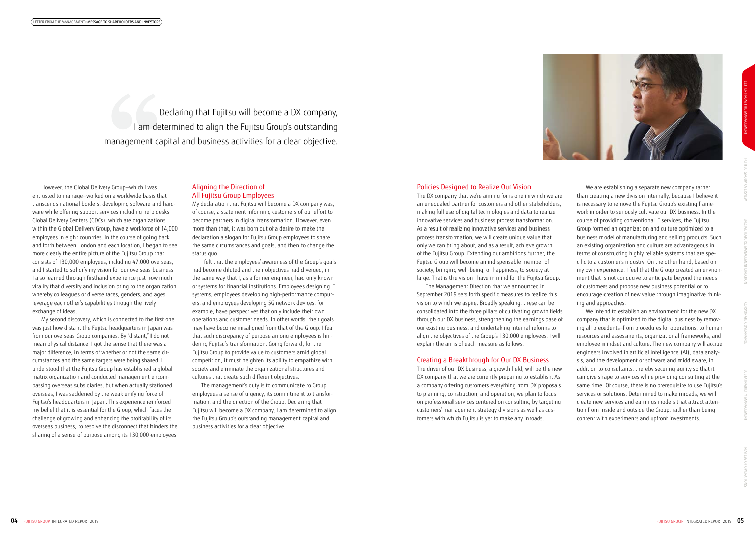> Declaring that Fujitsu will become a DX company, I am determined to align the Fujitsu Group's outstanding management capital and business activities for a clear objective.

However, the Global Delivery Group—which I was entrusted to manage—worked on a worldwide basis that transcends national borders, developing software and hardware while offering support services including help desks. Global Delivery Centers (GDCs), which are organizations within the Global Delivery Group, have a workforce of 14,000 employees in eight countries. In the course of going back and forth between London and each location, I began to see more clearly the entire picture of the Fujitsu Group that consists of 130,000 employees, including 47,000 overseas, and I started to solidify my vision for our overseas business. I also learned through firsthand experience just how much vitality that diversity and inclusion bring to the organization, whereby colleagues of diverse races, genders, and ages leverage each other's capabilities through the lively exchange of ideas.

My second discovery, which is connected to the first one, was just how distant the Fujitsu headquarters in Japan was from our overseas Group companies. By "distant," I do not mean physical distance. I got the sense that there was a major difference, in terms of whether or not the same circumstances and the same targets were being shared. I understood that the Fujitsu Group has established a global matrix organization and conducted management encompassing overseas subsidiaries, but when actually stationed overseas, I was saddened by the weak unifying force of Fujitsu's headquarters in Japan. This experience reinforced my belief that it is essential for the Group, which faces the challenge of growing and enhancing the profitability of its overseas business, to resolve the disconnect that hinders the sharing of a sense of purpose among its 130,000 employees.

## Aligning the Direction of All Fujitsu Group Employees

My declaration that Fujitsu will become a DX company was, of course, a statement informing customers of our effort to become partners in digital transformation. However, even more than that, it was born out of a desire to make the declaration a slogan for Fujitsu Group employees to share the same circumstances and goals, and then to change the status quo.

I felt that the employees' awareness of the Group's goals had become diluted and their objectives had diverged, in the same way that I, as a former engineer, had only known of systems for financial institutions. Employees designing IT systems, employees developing high-performance computers, and employees developing 5G network devices, for example, have perspectives that only include their own operations and customer needs. In other words, their goals may have become misaligned from that of the Group. I fear that such discrepancy of purpose among employees is hindering Fujitsu's transformation. Going forward, for the Fujitsu Group to provide value to customers amid global competition, it must heighten its ability to empathize with society and eliminate the organizational structures and cultures that create such different objectives.

The management's duty is to communicate to Group employees a sense of urgency, its commitment to transformation, and the direction of the Group. Declaring that Fujitsu will become a DX company, I am determined to align the Fujitsu Group's outstanding management capital and business activities for a clear objective.

## Policies Designed to Realize Our Vision

The DX company that we're aiming for is one in which we are an unequaled partner for customers and other stakeholders, making full use of digital technologies and data to realize innovative services and business process transformation. As a result of realizing innovative services and business process transformation, we will create unique value that only we can bring about, and as a result, achieve growth of the Fujitsu Group. Extending our ambitions further, the Fujitsu Group will become an indispensable member of society, bringing well-being, or happiness, to society at large. That is the vision I have in mind for the Fujitsu Group.

The Management Direction that we announced in September 2019 sets forth specific measures to realize this vision to which we aspire. Broadly speaking, these can be consolidated into the three pillars of cultivating growth fields through our DX business, strengthening the earnings base of our existing business, and undertaking internal reforms to align the objectives of the Group's 130,000 employees. I will explain the aims of each measure as follows.

## Creating a Breakthrough for Our DX Business

The driver of our DX business, a growth field, will be the new DX company that we are currently preparing to establish. As a company offering customers everything from DX proposals to planning, construction, and operation, we plan to focus on professional services centered on consulting by targeting customers' management strategy divisions as well as customers with which Fujitsu is yet to make any inroads.

We are establishing a separate new company rather than creating a new division internally, because I believe it is necessary to remove the Fujitsu Group's existing framework in order to seriously cultivate our DX business. In the course of providing conventional IT services, the Fujitsu Group formed an organization and culture optimized to a business model of manufacturing and selling products. Such an existing organization and culture are advantageous in terms of constructing highly reliable systems that are specific to a customer's industry. On the other hand, based on my own experience, I feel that the Group created an environment that is not conducive to anticipate beyond the needs of customers and propose new business potential or to encourage creation of new value through imaginative thinking and approaches.

We intend to establish an environment for the new DX company that is optimized to the digital business by removing all precedents—from procedures for operations, to human resources and assessments, organizational frameworks, and employee mindset and culture. The new company will accrue engineers involved in artificial intelligence (AI), data analysis, and the development of software and middleware, in addition to consultants, thereby securing agility so that it can give shape to services while providing consulting at the same time. Of course, there is no prerequisite to use Fujitsu's services or solutions. Determined to make inroads, we will create new services and earnings models that attract attention from inside and outside the Group, rather than being content with experiments and upfront investments.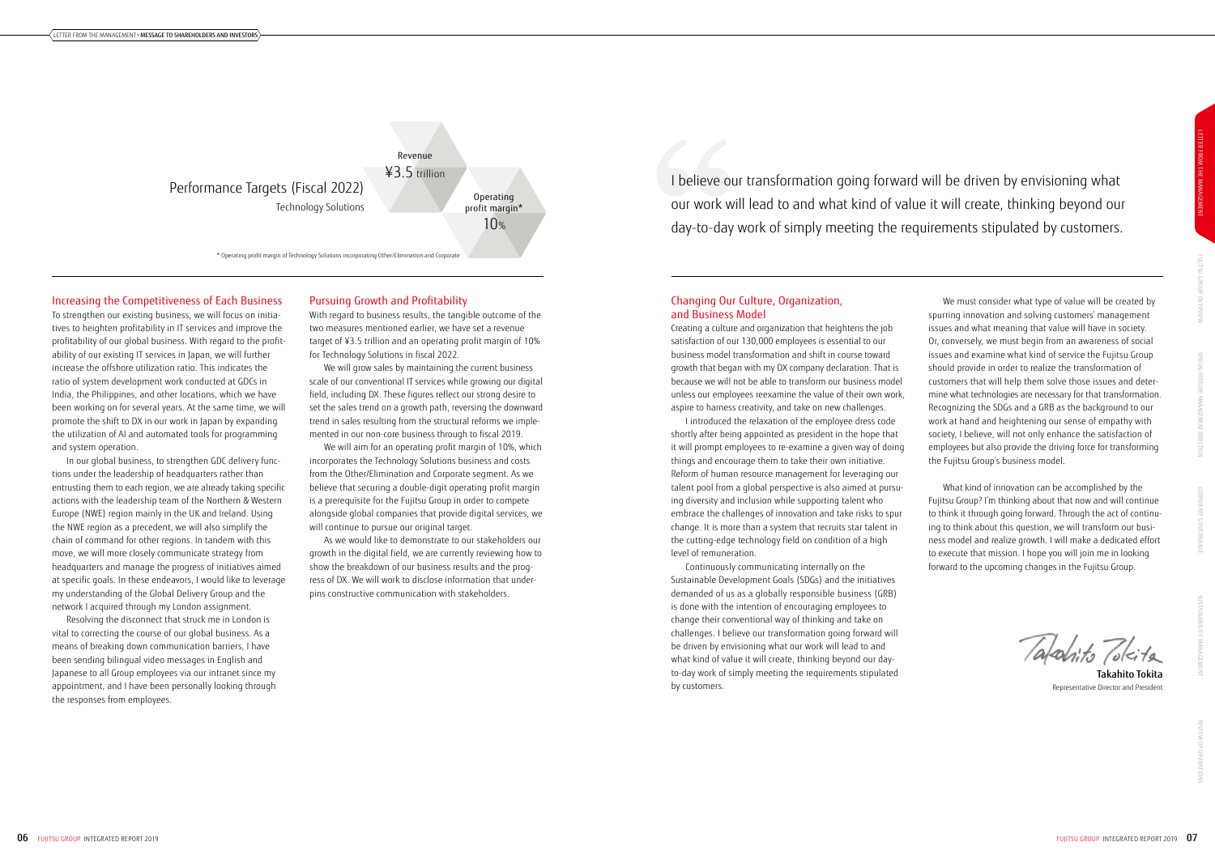## Performance Targets (Fiscal 2022)

Technology Solutions

Revenue
¥3.5 trillion

Operating profit margin*
10%

\* Operating profit margin of Technology Solutions incorporating Other/Elimination and Corporate

### Increasing the Competitiveness of Each Business

To strengthen our existing business, we will focus on initiatives to heighten profitability in IT services and improve the profitability of our global business. With regard to the profitability of our existing IT services in Japan, we will further increase the offshore utilization ratio. This indicates the ratio of system development work conducted at GDCs in India, the Philippines, and other locations, which we have been working on for several years. At the same time, we will promote the shift to DX in our work in Japan by expanding the utilization of AI and automated tools for programming and system operation.

In our global business, to strengthen GDC delivery functions under the leadership of headquarters rather than entrusting them to each region, we are already taking specific actions with the leadership team of the Northern & Western Europe (NWE) region mainly in the UK and Ireland. Using the NWE region as a precedent, we will also simplify the chain of command for other regions. In tandem with this move, we will more closely communicate strategy from headquarters and manage the progress of initiatives aimed at specific goals. In these endeavors, I would like to leverage my understanding of the Global Delivery Group and the network I acquired through my London assignment.

Resolving the disconnect that struck me in London is vital to correcting the course of our global business. As a means of breaking down communication barriers, I have been sending bilingual video messages in English and Japanese to all Group employees via our intranet since my appointment, and I have been personally looking through the responses from employees.

### Pursuing Growth and Profitability

With regard to business results, the tangible outcome of the two measures mentioned earlier, we have set a revenue target of ¥3.5 trillion and an operating profit margin of 10% for Technology Solutions in fiscal 2022.

We will grow sales by maintaining the current business scale of our conventional IT services while growing our digital field, including DX. These figures reflect our strong desire to set the sales trend on a growth path, reversing the downward trend in sales resulting from the structural reforms we implemented in our non-core business through to fiscal 2019.

We will aim for an operating profit margin of 10%, which incorporates the Technology Solutions business and costs from the Other/Elimination and Corporate segment. As we believe that securing a double-digit operating profit margin is a prerequisite for the Fujitsu Group in order to compete alongside global companies that provide digital services, we will continue to pursue our original target.

As we would like to demonstrate to our stakeholders our growth in the digital field, we are currently reviewing how to show the breakdown of our business results and the progress of DX. We will work to disclose information that underpins constructive communication with stakeholders.

> I believe our transformation going forward will be driven by envisioning what our work will lead to and what kind of value it will create, thinking beyond our day-to-day work of simply meeting the requirements stipulated by customers.

### Changing Our Culture, Organization, and Business Model

Creating a culture and organization that heightens the job satisfaction of our 130,000 employees is essential to our business model transformation and shift in course toward growth that began with my DX company declaration. That is because we will not be able to transform our business model unless our employees reexamine the value of their own work, aspire to harness creativity, and take on new challenges.

I introduced the relaxation of the employee dress code shortly after being appointed as president in the hope that it will prompt employees to re-examine a given way of doing things and encourage them to take their own initiative. Reform of human resource management for leveraging our talent pool from a global perspective is also aimed at pursuing diversity and inclusion while supporting talent who embrace the challenges of innovation and take risks to spur change. It is more than a system that recruits star talent in the cutting-edge technology field on condition of a high level of remuneration.

Continuously communicating internally on the Sustainable Development Goals (SDGs) and the initiatives demanded of us as a globally responsible business (GRB) is done with the intention of encouraging employees to change their conventional way of thinking and take on challenges. I believe our transformation going forward will be driven by envisioning what our work will lead to and what kind of value it will create, thinking beyond our day-to-day work of simply meeting the requirements stipulated by customers.

We must consider what type of value will be created by spurring innovation and solving customers' management issues and what meaning that value will have in society. Or, conversely, we must begin from an awareness of social issues and examine what kind of service the Fujitsu Group should provide in order to realize the transformation of customers that will help them solve those issues and determine what technologies are necessary for that transformation. Recognizing the SDGs and a GRB as the background to our work at hand and heightening our sense of empathy with society, I believe, will not only enhance the satisfaction of employees but also provide the driving force for transforming the Fujitsu Group's business model.

What kind of innovation can be accomplished by the Fujitsu Group? I'm thinking about that now and will continue to think it through going forward. Through the act of continuing to think about this question, we will transform our business model and realize growth. I will make a dedicated effort to execute that mission. I hope you will join me in looking forward to the upcoming changes in the Fujitsu Group.

Takahito Tokita

**Takahito Tokita**
Representative Director and President